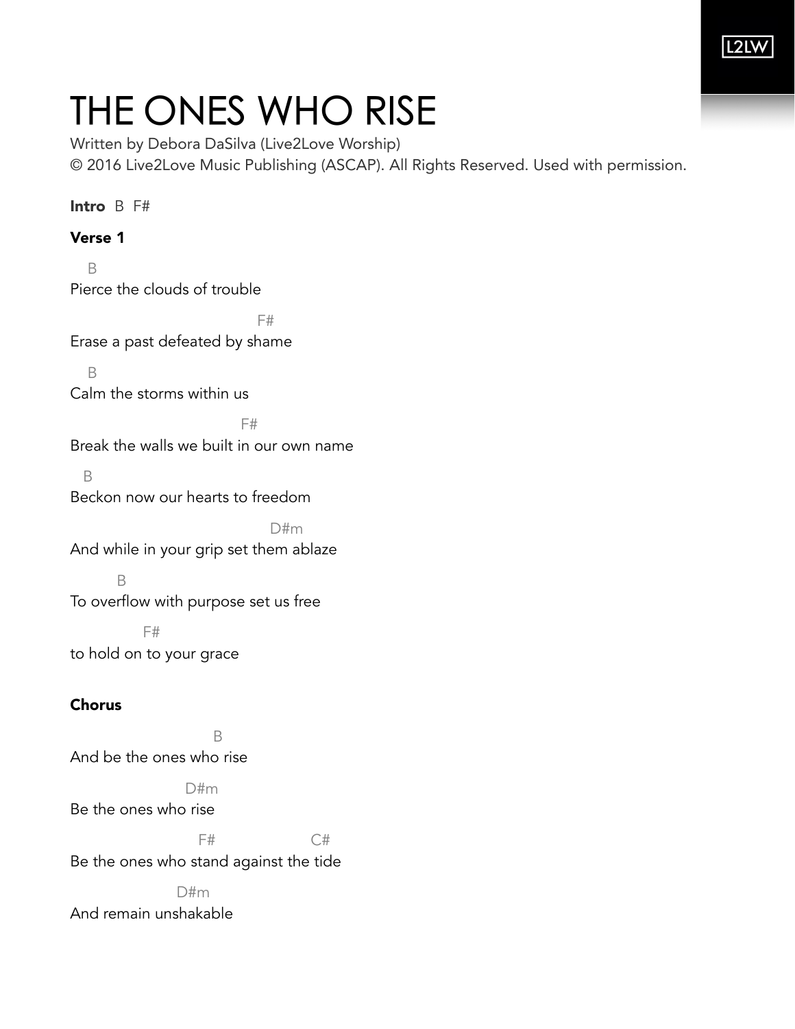# THE ONES WHO RISE

Written by Debora DaSilva (Live2Love Worship)
© 2016 Live2Love Music Publishing (ASCAP). All Rights Reserved. Used with permission.

**Intro** B F#

**Verse 1**

```
   B
Pierce the clouds of trouble
                              F#
Erase a past defeated by shame
   B
Calm the storms within us
                           F#
Break the walls we built in our own name
  B
Beckon now our hearts to freedom
                                D#m
And while in your grip set them ablaze
     B
To overflow with purpose set us free
           F#
to hold on to your grace
```

**Chorus**

```
                      B
And be the ones who rise
                  D#m
Be the ones who rise
                    F#              C#
Be the ones who stand against the tide
                D#m
And remain unshakable
```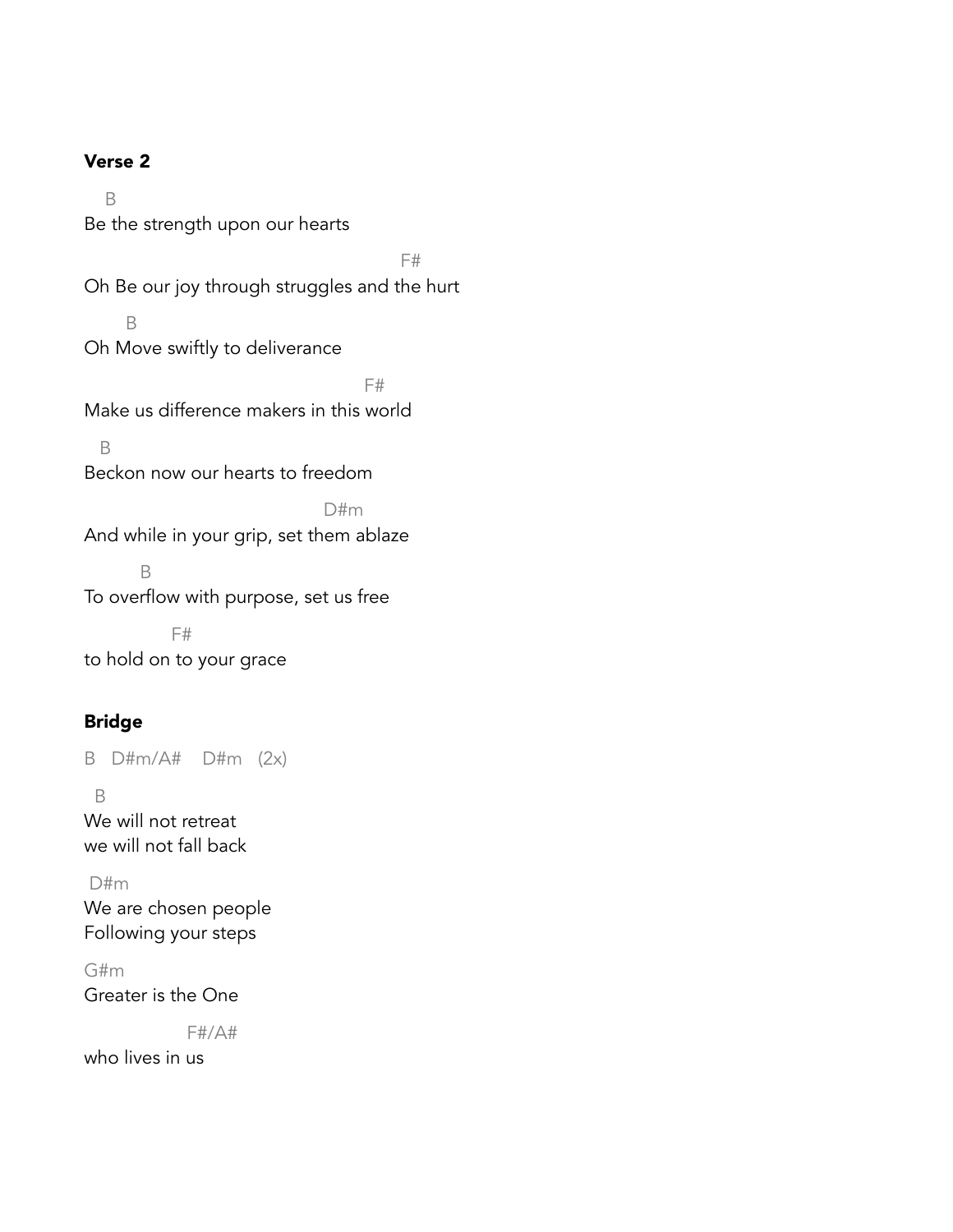## Verse 2

```
    B
Be the strength upon our hearts
                                                F#
Oh Be our joy through struggles and the hurt
       B
Oh Move swiftly to deliverance
                                          F#
Make us difference makers in this world
   B
Beckon now our hearts to freedom
                                     D#m
And while in your grip, set them ablaze
          B
To overflow with purpose, set us free
               F#
to hold on to your grace
```

## Bridge

```
B   D#m/A#    D#m   (2x)

  B
We will not retreat
we will not fall back

 D#m
We are chosen people
Following your steps

G#m
Greater is the One

                 F#/A#
who lives in us
```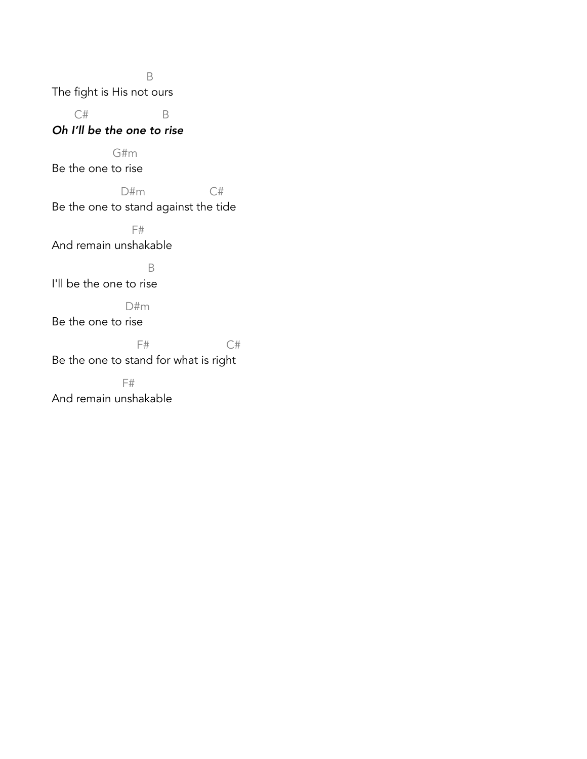```
                  B
The fight is His not ours

    C#            B
Oh I'll be the one to rise

           G#m
Be the one to rise

             D#m          C#
Be the one to stand against the tide

               F#
And remain unshakable

                  B
I'll be the one to rise

              D#m
Be the one to rise

                F#            C#
Be the one to stand for what is right

             F#
And remain unshakable
```